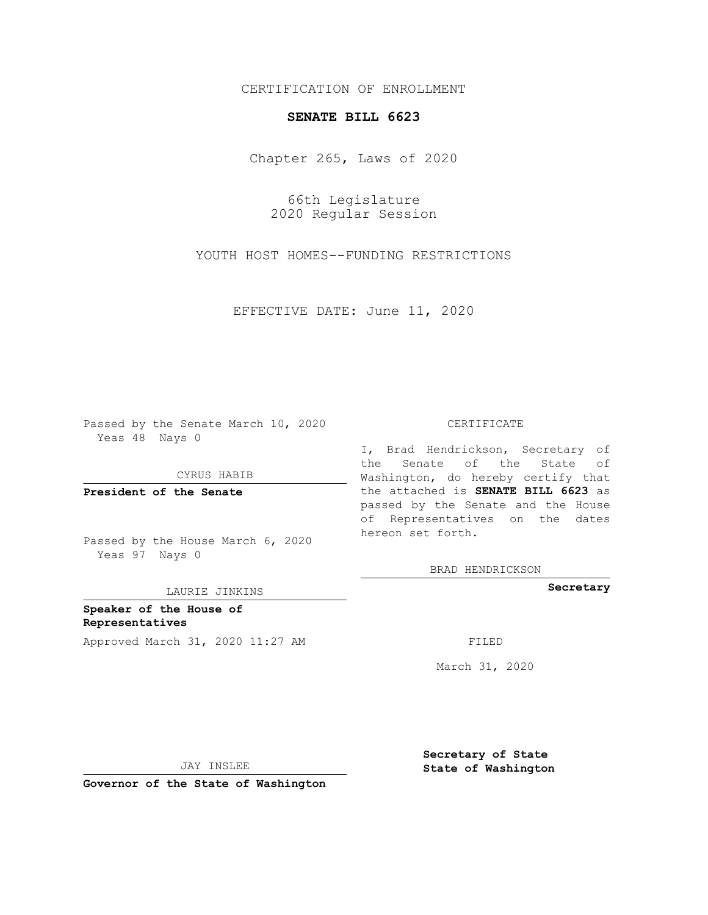CERTIFICATION OF ENROLLMENT

**SENATE BILL 6623**

Chapter 265, Laws of 2020

66th Legislature
2020 Regular Session

YOUTH HOST HOMES--FUNDING RESTRICTIONS

EFFECTIVE DATE: June 11, 2020

Passed by the Senate March 10, 2020
Yeas 48 Nays 0

CYRUS HABIB

**President of the Senate**

Passed by the House March 6, 2020
Yeas 97 Nays 0

LAURIE JINKINS

**Speaker of the House of Representatives**

Approved March 31, 2020 11:27 AM

JAY INSLEE

**Governor of the State of Washington**

CERTIFICATE

I, Brad Hendrickson, Secretary of the Senate of the State of Washington, do hereby certify that the attached is **SENATE BILL 6623** as passed by the Senate and the House of Representatives on the dates hereon set forth.

BRAD HENDRICKSON

**Secretary**

FILED

March 31, 2020

**Secretary of State**
**State of Washington**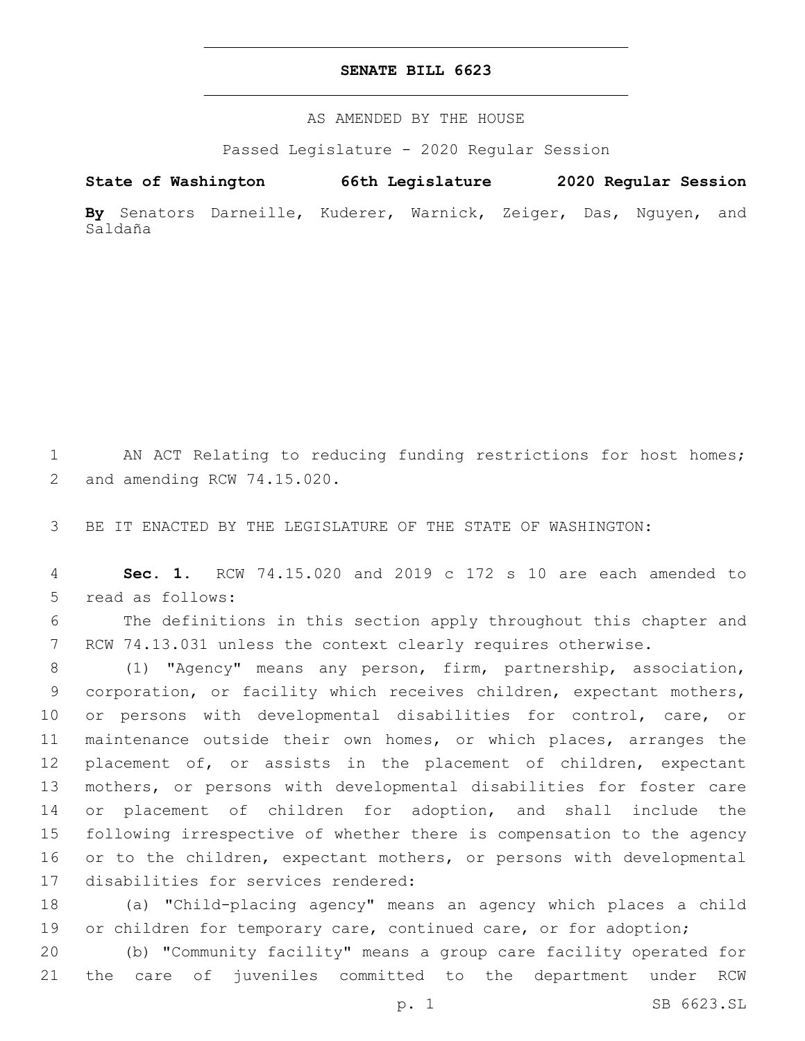# SENATE BILL 6623

AS AMENDED BY THE HOUSE

Passed Legislature - 2020 Regular Session

**State of Washington 66th Legislature 2020 Regular Session**

**By** Senators Darneille, Kuderer, Warnick, Zeiger, Das, Nguyen, and Saldaña

AN ACT Relating to reducing funding restrictions for host homes; and amending RCW 74.15.020.

BE IT ENACTED BY THE LEGISLATURE OF THE STATE OF WASHINGTON:

**Sec. 1.** RCW 74.15.020 and 2019 c 172 s 10 are each amended to read as follows:

The definitions in this section apply throughout this chapter and RCW 74.13.031 unless the context clearly requires otherwise.

(1) "Agency" means any person, firm, partnership, association, corporation, or facility which receives children, expectant mothers, or persons with developmental disabilities for control, care, or maintenance outside their own homes, or which places, arranges the placement of, or assists in the placement of children, expectant mothers, or persons with developmental disabilities for foster care or placement of children for adoption, and shall include the following irrespective of whether there is compensation to the agency or to the children, expectant mothers, or persons with developmental disabilities for services rendered:

(a) "Child-placing agency" means an agency which places a child or children for temporary care, continued care, or for adoption;

(b) "Community facility" means a group care facility operated for the care of juveniles committed to the department under RCW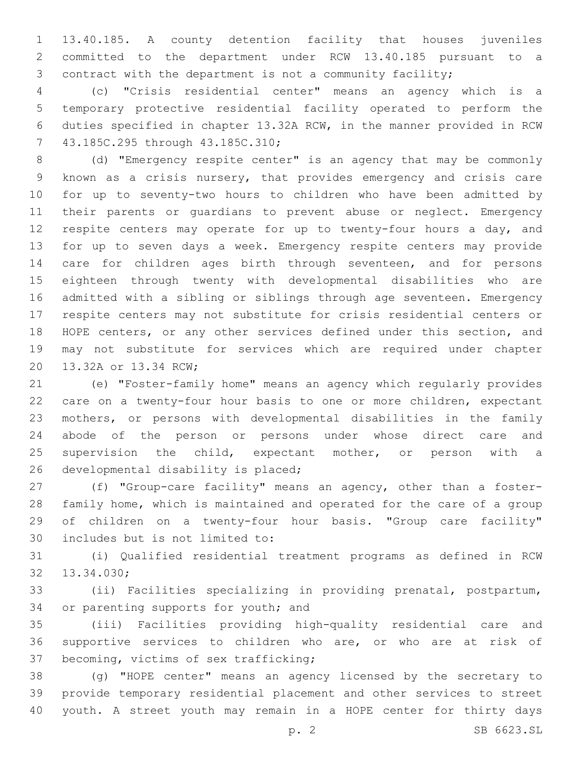13.40.185. A county detention facility that houses juveniles committed to the department under RCW 13.40.185 pursuant to a contract with the department is not a community facility;

(c) "Crisis residential center" means an agency which is a temporary protective residential facility operated to perform the duties specified in chapter 13.32A RCW, in the manner provided in RCW 43.185C.295 through 43.185C.310;

(d) "Emergency respite center" is an agency that may be commonly known as a crisis nursery, that provides emergency and crisis care for up to seventy-two hours to children who have been admitted by their parents or guardians to prevent abuse or neglect. Emergency respite centers may operate for up to twenty-four hours a day, and for up to seven days a week. Emergency respite centers may provide care for children ages birth through seventeen, and for persons eighteen through twenty with developmental disabilities who are admitted with a sibling or siblings through age seventeen. Emergency respite centers may not substitute for crisis residential centers or HOPE centers, or any other services defined under this section, and may not substitute for services which are required under chapter 13.32A or 13.34 RCW;

(e) "Foster-family home" means an agency which regularly provides care on a twenty-four hour basis to one or more children, expectant mothers, or persons with developmental disabilities in the family abode of the person or persons under whose direct care and supervision the child, expectant mother, or person with a developmental disability is placed;

(f) "Group-care facility" means an agency, other than a foster-family home, which is maintained and operated for the care of a group of children on a twenty-four hour basis. "Group care facility" includes but is not limited to:

(i) Qualified residential treatment programs as defined in RCW 13.34.030;

(ii) Facilities specializing in providing prenatal, postpartum, or parenting supports for youth; and

(iii) Facilities providing high-quality residential care and supportive services to children who are, or who are at risk of becoming, victims of sex trafficking;

(g) "HOPE center" means an agency licensed by the secretary to provide temporary residential placement and other services to street youth. A street youth may remain in a HOPE center for thirty days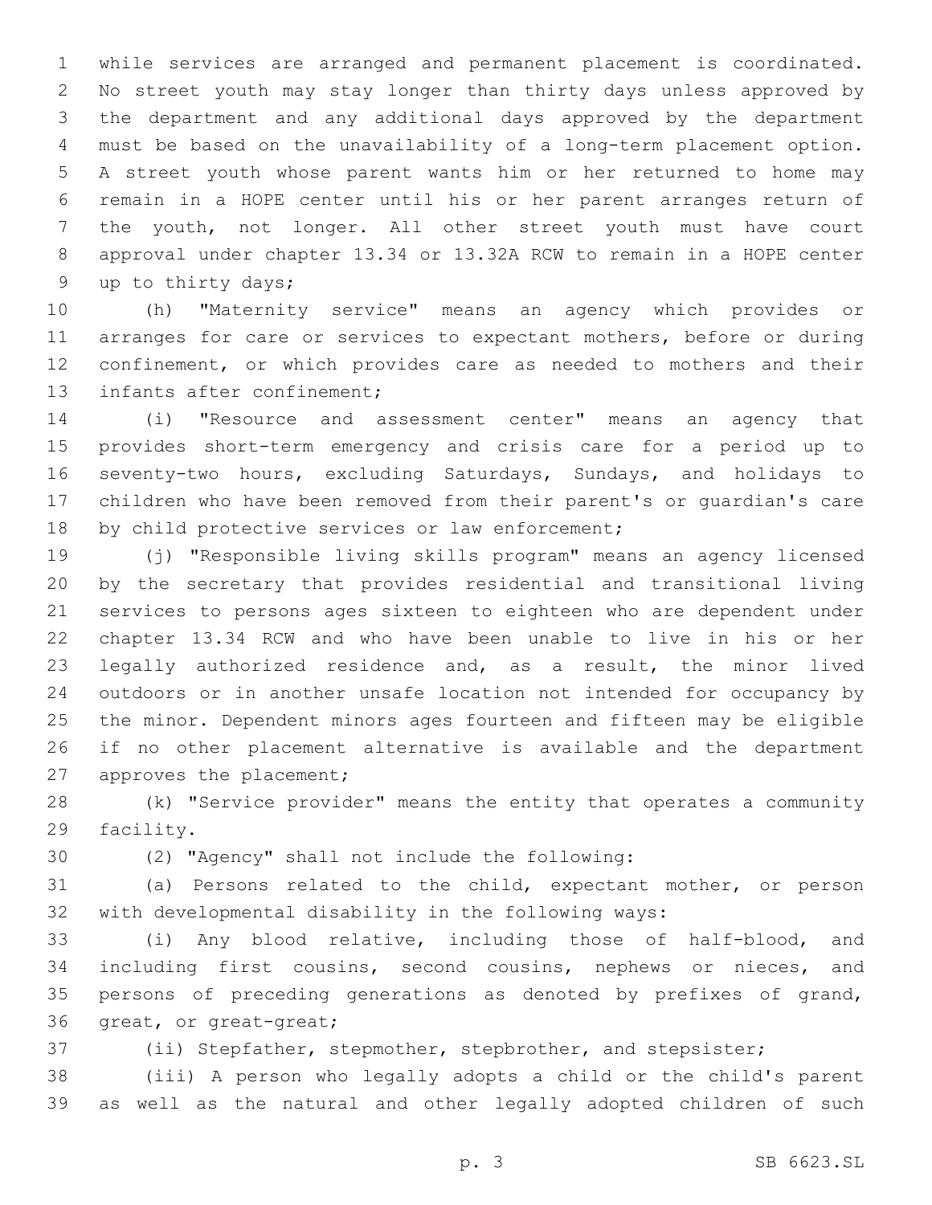while services are arranged and permanent placement is coordinated. No street youth may stay longer than thirty days unless approved by the department and any additional days approved by the department must be based on the unavailability of a long-term placement option. A street youth whose parent wants him or her returned to home may remain in a HOPE center until his or her parent arranges return of the youth, not longer. All other street youth must have court approval under chapter 13.34 or 13.32A RCW to remain in a HOPE center up to thirty days;

(h) "Maternity service" means an agency which provides or arranges for care or services to expectant mothers, before or during confinement, or which provides care as needed to mothers and their infants after confinement;

(i) "Resource and assessment center" means an agency that provides short-term emergency and crisis care for a period up to seventy-two hours, excluding Saturdays, Sundays, and holidays to children who have been removed from their parent's or guardian's care by child protective services or law enforcement;

(j) "Responsible living skills program" means an agency licensed by the secretary that provides residential and transitional living services to persons ages sixteen to eighteen who are dependent under chapter 13.34 RCW and who have been unable to live in his or her legally authorized residence and, as a result, the minor lived outdoors or in another unsafe location not intended for occupancy by the minor. Dependent minors ages fourteen and fifteen may be eligible if no other placement alternative is available and the department approves the placement;

(k) "Service provider" means the entity that operates a community facility.

(2) "Agency" shall not include the following:

(a) Persons related to the child, expectant mother, or person with developmental disability in the following ways:

(i) Any blood relative, including those of half-blood, and including first cousins, second cousins, nephews or nieces, and persons of preceding generations as denoted by prefixes of grand, great, or great-great;

(ii) Stepfather, stepmother, stepbrother, and stepsister;

(iii) A person who legally adopts a child or the child's parent as well as the natural and other legally adopted children of such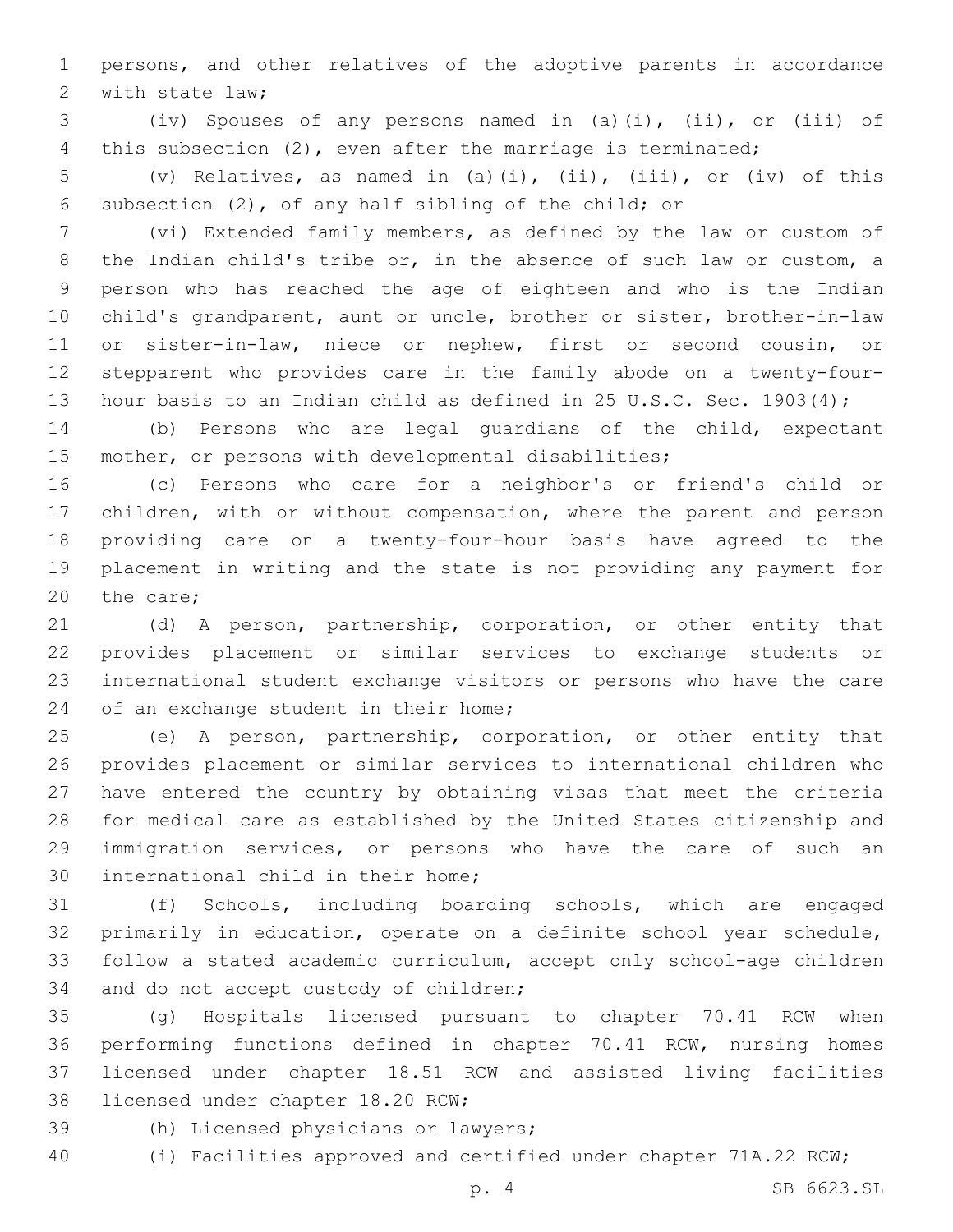persons, and other relatives of the adoptive parents in accordance with state law;

(iv) Spouses of any persons named in (a)(i), (ii), or (iii) of this subsection (2), even after the marriage is terminated;

(v) Relatives, as named in (a)(i), (ii), (iii), or (iv) of this subsection (2), of any half sibling of the child; or

(vi) Extended family members, as defined by the law or custom of the Indian child's tribe or, in the absence of such law or custom, a person who has reached the age of eighteen and who is the Indian child's grandparent, aunt or uncle, brother or sister, brother-in-law or sister-in-law, niece or nephew, first or second cousin, or stepparent who provides care in the family abode on a twenty-four-hour basis to an Indian child as defined in 25 U.S.C. Sec. 1903(4);

(b) Persons who are legal guardians of the child, expectant mother, or persons with developmental disabilities;

(c) Persons who care for a neighbor's or friend's child or children, with or without compensation, where the parent and person providing care on a twenty-four-hour basis have agreed to the placement in writing and the state is not providing any payment for the care;

(d) A person, partnership, corporation, or other entity that provides placement or similar services to exchange students or international student exchange visitors or persons who have the care of an exchange student in their home;

(e) A person, partnership, corporation, or other entity that provides placement or similar services to international children who have entered the country by obtaining visas that meet the criteria for medical care as established by the United States citizenship and immigration services, or persons who have the care of such an international child in their home;

(f) Schools, including boarding schools, which are engaged primarily in education, operate on a definite school year schedule, follow a stated academic curriculum, accept only school-age children and do not accept custody of children;

(g) Hospitals licensed pursuant to chapter 70.41 RCW when performing functions defined in chapter 70.41 RCW, nursing homes licensed under chapter 18.51 RCW and assisted living facilities licensed under chapter 18.20 RCW;

(h) Licensed physicians or lawyers;

(i) Facilities approved and certified under chapter 71A.22 RCW;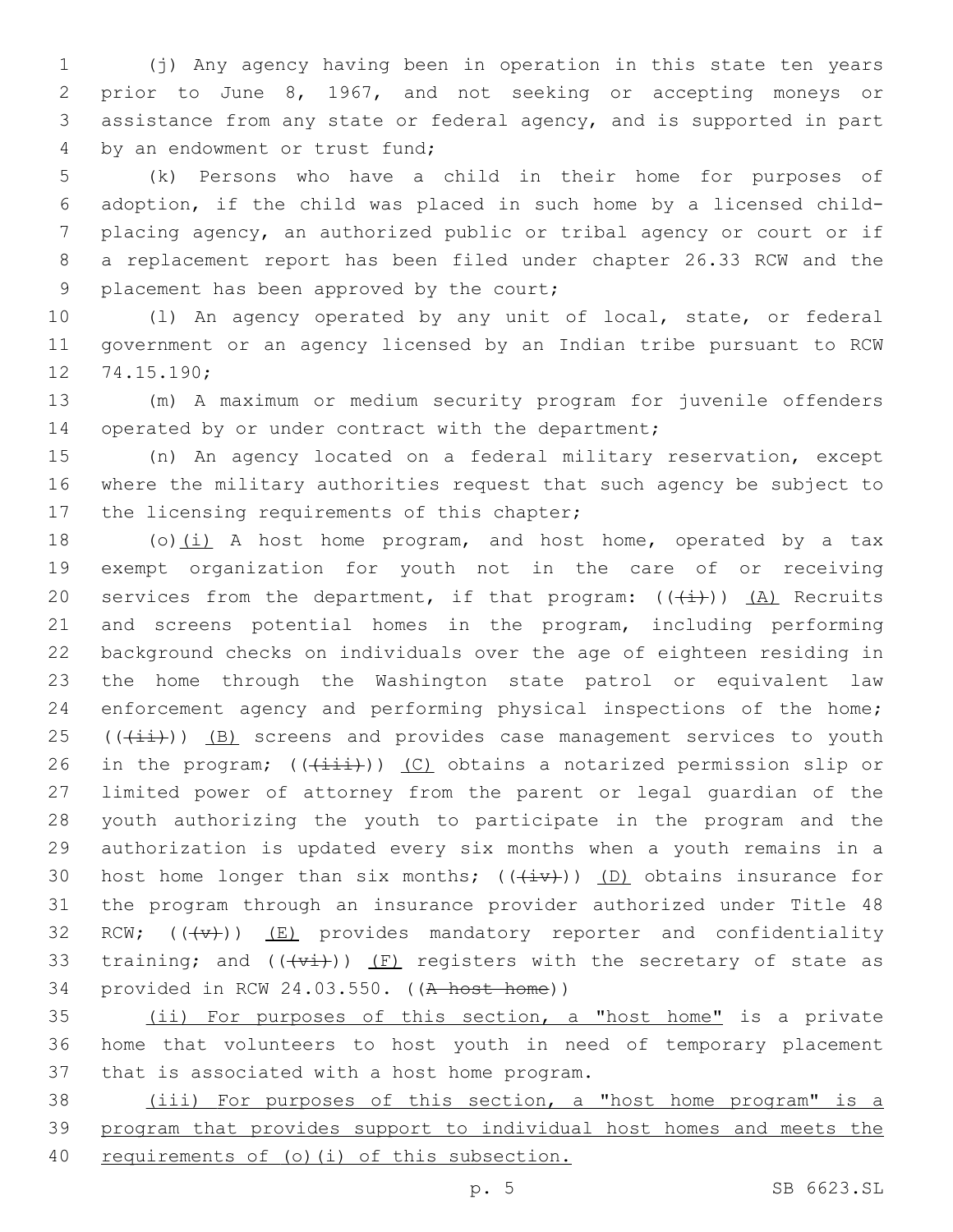(j) Any agency having been in operation in this state ten years prior to June 8, 1967, and not seeking or accepting moneys or assistance from any state or federal agency, and is supported in part by an endowment or trust fund;

(k) Persons who have a child in their home for purposes of adoption, if the child was placed in such home by a licensed child-placing agency, an authorized public or tribal agency or court or if a replacement report has been filed under chapter 26.33 RCW and the placement has been approved by the court;

(l) An agency operated by any unit of local, state, or federal government or an agency licensed by an Indian tribe pursuant to RCW 74.15.190;

(m) A maximum or medium security program for juvenile offenders operated by or under contract with the department;

(n) An agency located on a federal military reservation, except where the military authorities request that such agency be subject to the licensing requirements of this chapter;

(o)<u>(i)</u> A host home program, and host home, operated by a tax exempt organization for youth not in the care of or receiving services from the department, if that program: ((~~(i)~~)) <u>(A)</u> Recruits and screens potential homes in the program, including performing background checks on individuals over the age of eighteen residing in the home through the Washington state patrol or equivalent law enforcement agency and performing physical inspections of the home; ((~~(ii)~~)) <u>(B)</u> screens and provides case management services to youth in the program; ((~~(iii)~~)) <u>(C)</u> obtains a notarized permission slip or limited power of attorney from the parent or legal guardian of the youth authorizing the youth to participate in the program and the authorization is updated every six months when a youth remains in a host home longer than six months; ((~~(iv)~~)) <u>(D)</u> obtains insurance for the program through an insurance provider authorized under Title 48 RCW; ((~~(v)~~)) <u>(E)</u> provides mandatory reporter and confidentiality training; and ((~~(vi)~~)) <u>(F)</u> registers with the secretary of state as provided in RCW 24.03.550. ((~~A host home~~))

<u>(ii) For purposes of this section, a "host home"</u> is a private home that volunteers to host youth in need of temporary placement that is associated with a host home program.

<u>(iii) For purposes of this section, a "host home program" is a program that provides support to individual host homes and meets the requirements of (o)(i) of this subsection.</u>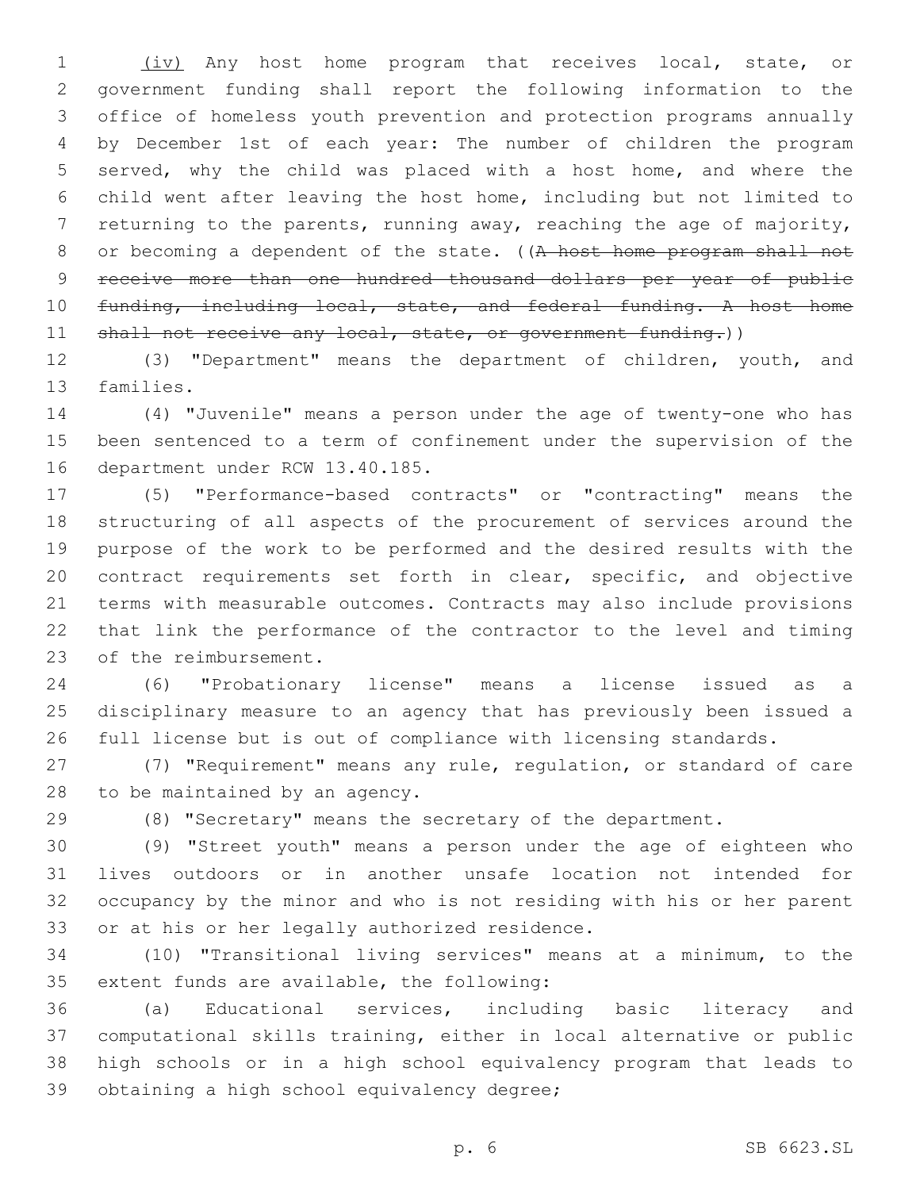(iv) Any host home program that receives local, state, or government funding shall report the following information to the office of homeless youth prevention and protection programs annually by December 1st of each year: The number of children the program served, why the child was placed with a host home, and where the child went after leaving the host home, including but not limited to returning to the parents, running away, reaching the age of majority, or becoming a dependent of the state. ((~~A host home program shall not receive more than one hundred thousand dollars per year of public funding, including local, state, and federal funding. A host home shall not receive any local, state, or government funding.~~))

(3) "Department" means the department of children, youth, and families.

(4) "Juvenile" means a person under the age of twenty-one who has been sentenced to a term of confinement under the supervision of the department under RCW 13.40.185.

(5) "Performance-based contracts" or "contracting" means the structuring of all aspects of the procurement of services around the purpose of the work to be performed and the desired results with the contract requirements set forth in clear, specific, and objective terms with measurable outcomes. Contracts may also include provisions that link the performance of the contractor to the level and timing of the reimbursement.

(6) "Probationary license" means a license issued as a disciplinary measure to an agency that has previously been issued a full license but is out of compliance with licensing standards.

(7) "Requirement" means any rule, regulation, or standard of care to be maintained by an agency.

(8) "Secretary" means the secretary of the department.

(9) "Street youth" means a person under the age of eighteen who lives outdoors or in another unsafe location not intended for occupancy by the minor and who is not residing with his or her parent or at his or her legally authorized residence.

(10) "Transitional living services" means at a minimum, to the extent funds are available, the following:

(a) Educational services, including basic literacy and computational skills training, either in local alternative or public high schools or in a high school equivalency program that leads to obtaining a high school equivalency degree;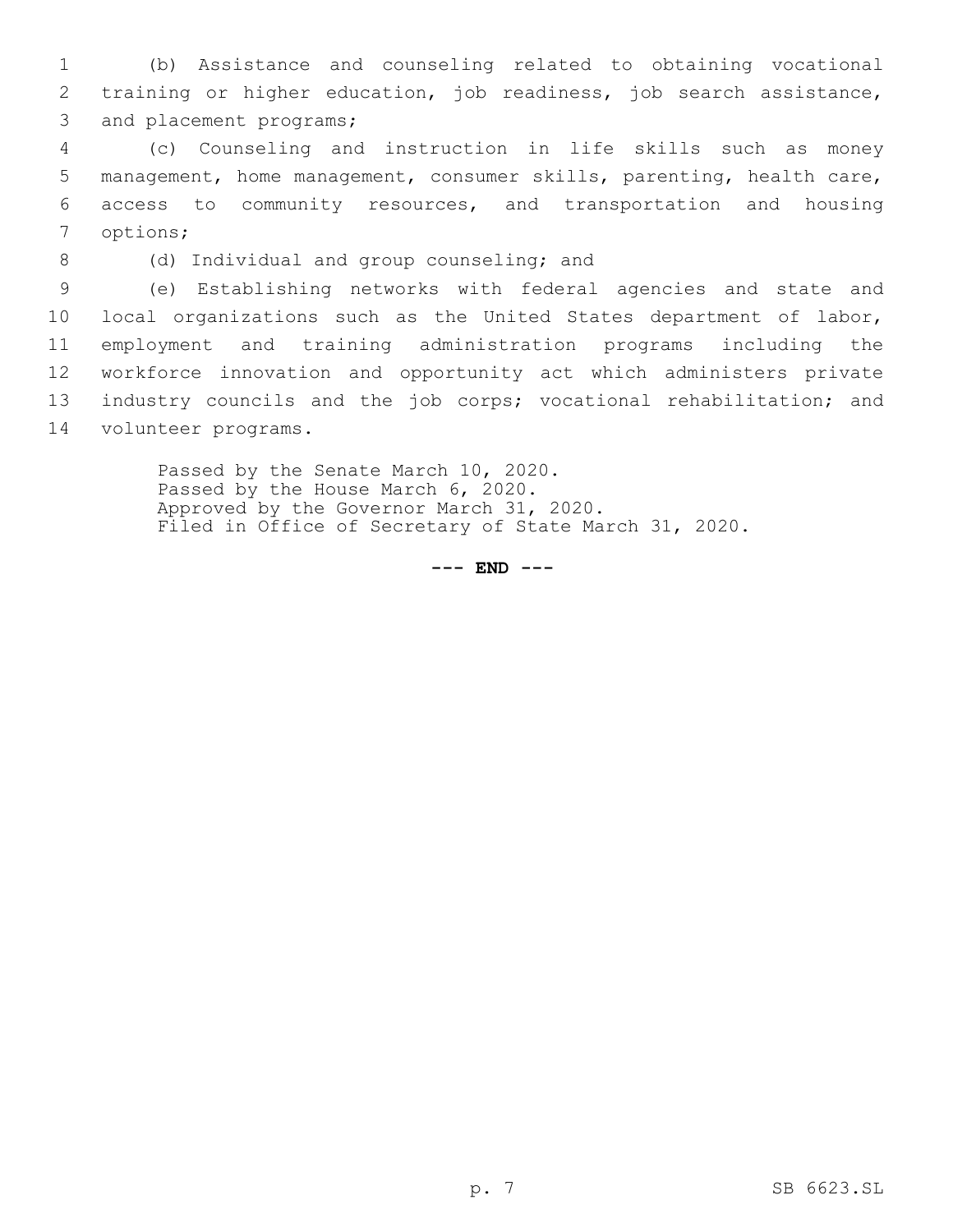(b) Assistance and counseling related to obtaining vocational training or higher education, job readiness, job search assistance, and placement programs;

(c) Counseling and instruction in life skills such as money management, home management, consumer skills, parenting, health care, access to community resources, and transportation and housing options;

(d) Individual and group counseling; and

(e) Establishing networks with federal agencies and state and local organizations such as the United States department of labor, employment and training administration programs including the workforce innovation and opportunity act which administers private industry councils and the job corps; vocational rehabilitation; and volunteer programs.

Passed by the Senate March 10, 2020.
Passed by the House March 6, 2020.
Approved by the Governor March 31, 2020.
Filed in Office of Secretary of State March 31, 2020.

**--- END ---**